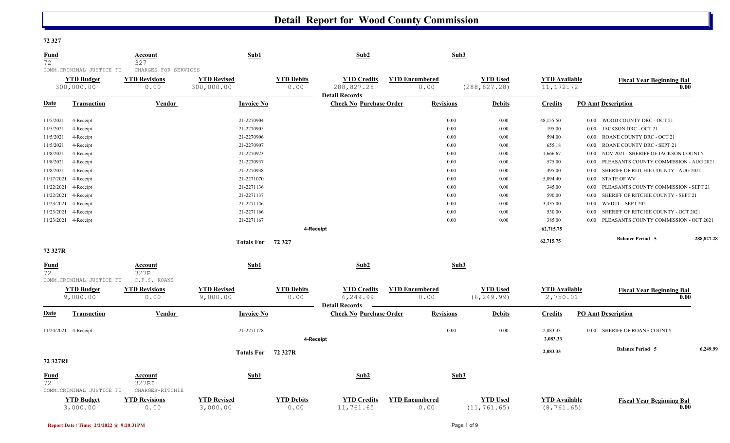# Detail Report for Wood County Commission

## 72 327

| Fund | Account | Sub1 | Sub2 | Sub3 |
|---|---|---|---|---|
| 72 | 327 | | | |
| COMM.CRIMINAL JUSTICE FU | CHARGES FOR SERVICES | | | |

| YTD Budget | YTD Revisions | YTD Revised | YTD Debits | YTD Credits | YTD Encumbered | YTD Used | YTD Available | Fiscal Year Beginning Bal |
|---|---|---|---|---|---|---|---|---|
| 300,000.00 | 0.00 | 300,000.00 | 0.00 | 288,827.28 | 0.00 | (288,827.28) | 11,172.72 | 0.00 |

**Detail Records**

| Date | Transaction | Vendor | Invoice No | Check No | Purchase Order | Revisions | Debits | Credits | PO Amt | Description |
|---|---|---|---|---|---|---|---|---|---|---|
| 11/5/2021 | 4-Receipt | | 21-2270904 | | | 0.00 | 0.00 | 48,155.50 | 0.00 | WOOD COUNTY DRC - OCT 21 |
| 11/5/2021 | 4-Receipt | | 21-2270905 | | | 0.00 | 0.00 | 195.00 | 0.00 | JACKSON DRC - OCT 21 |
| 11/5/2021 | 4-Receipt | | 21-2270906 | | | 0.00 | 0.00 | 594.00 | 0.00 | ROANE COUNTY DRC - OCT 21 |
| 11/5/2021 | 4-Receipt | | 21-2270907 | | | 0.00 | 0.00 | 655.18 | 0.00 | ROANE COUNTY DRC - SEPT 21 |
| 11/8/2021 | 4-Receipt | | 21-2270923 | | | 0.00 | 0.00 | 1,666.67 | 0.00 | NOV 2021 - SHERIFF OF JACKSON COUNTY |
| 11/8/2021 | 4-Receipt | | 21-2270937 | | | 0.00 | 0.00 | 575.00 | 0.00 | PLEASANTS COUNTY COMMISSION - AUG 2021 |
| 11/8/2021 | 4-Receipt | | 21-2270938 | | | 0.00 | 0.00 | 495.00 | 0.00 | SHERIFF OF RITCHIE COUNTY - AUG 2021 |
| 11/17/2021 | 4-Receipt | | 21-2271070 | | | 0.00 | 0.00 | 5,094.40 | 0.00 | STATE OF WV |
| 11/22/2021 | 4-Receipt | | 21-2271136 | | | 0.00 | 0.00 | 345.00 | 0.00 | PLEASANTS COUNTY COMMISSION - SEPT 21 |
| 11/22/2021 | 4-Receipt | | 21-2271137 | | | 0.00 | 0.00 | 590.00 | 0.00 | SHERIFF OF RITCHIE COUNTY - SEPT 21 |
| 11/23/2021 | 4-Receipt | | 21-2271146 | | | 0.00 | 0.00 | 3,435.00 | 0.00 | WVDTL - SEPT 2021 |
| 11/23/2021 | 4-Receipt | | 21-2271166 | | | 0.00 | 0.00 | 530.00 | 0.00 | SHERIFF OF RITCHIE COUNTY - OCT 2021 |
| 11/23/2021 | 4-Receipt | | 21-2271167 | | | 0.00 | 0.00 | 385.00 | 0.00 | PLEASANTS COUNTY COMMISSION - OCT 2021 |
| | | | | 4-Receipt | | | | 62,715.75 | | |
| | | | Totals For 72 327 | | | | | 62,715.75 | | Balance Period 5 — 288,827.28 |

## 72 327R

| Fund | Account | Sub1 | Sub2 | Sub3 |
|---|---|---|---|---|
| 72 | 327R | | | |
| COMM.CRIMINAL JUSTICE FU | C.F.S. ROANE | | | |

| YTD Budget | YTD Revisions | YTD Revised | YTD Debits | YTD Credits | YTD Encumbered | YTD Used | YTD Available | Fiscal Year Beginning Bal |
|---|---|---|---|---|---|---|---|---|
| 9,000.00 | 0.00 | 9,000.00 | 0.00 | 6,249.99 | 0.00 | (6,249.99) | 2,750.01 | 0.00 |

**Detail Records**

| Date | Transaction | Vendor | Invoice No | Check No | Purchase Order | Revisions | Debits | Credits | PO Amt | Description |
|---|---|---|---|---|---|---|---|---|---|---|
| 11/24/2021 | 4-Receipt | | 21-2271178 | | | 0.00 | 0.00 | 2,083.33 | 0.00 | SHERIFF OF ROANE COUNTY |
| | | | | 4-Receipt | | | | 2,083.33 | | |
| | | | Totals For 72 327R | | | | | 2,083.33 | | Balance Period 5 — 6,249.99 |

## 72 327RI

| Fund | Account | Sub1 | Sub2 | Sub3 |
|---|---|---|---|---|
| 72 | 327RI | | | |
| COMM.CRIMINAL JUSTICE FU | CHARGES-RITCHIE | | | |

| YTD Budget | YTD Revisions | YTD Revised | YTD Debits | YTD Credits | YTD Encumbered | YTD Used | YTD Available | Fiscal Year Beginning Bal |
|---|---|---|---|---|---|---|---|---|
| 3,000.00 | 0.00 | 3,000.00 | 0.00 | 11,761.65 | 0.00 | (11,761.65) | (8,761.65) | 0.00 |

Report Date / Time: 2/2/2022 @ 9:20:31PM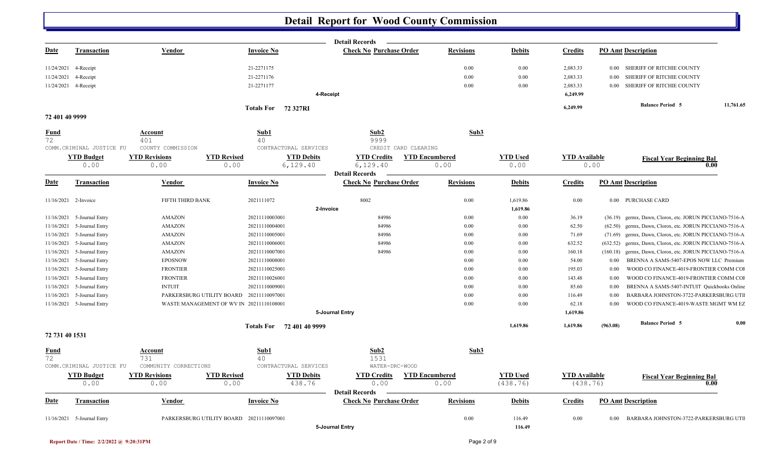# Detail Report for Wood County Commission

**Detail Records**

| Date | Transaction | Vendor | Invoice No | Check No | Purchase Order | Revisions | Debits | Credits | PO Amt | Description |
|---|---|---|---|---|---|---|---|---|---|---|
| 11/24/2021 | 4-Receipt | | 21-2271175 | | | 0.00 | 0.00 | 2,083.33 | 0.00 | SHERIFF OF RITCHIE COUNTY |
| 11/24/2021 | 4-Receipt | | 21-2271176 | | | 0.00 | 0.00 | 2,083.33 | 0.00 | SHERIFF OF RITCHIE COUNTY |
| 11/24/2021 | 4-Receipt | | 21-2271177 | | | 0.00 | 0.00 | 2,083.33 | 0.00 | SHERIFF OF RITCHIE COUNTY |
| | | | | 4-Receipt | | | | 6,249.99 | | |
| | | | Totals For 72 327RI | | | | | 6,249.99 | | Balance Period 5 11,761.65 |

## 72 401 40 9999

| Fund | Account | Sub1 | Sub2 | Sub3 |
|---|---|---|---|---|
| 72 | 401 | 40 | 9999 | |
| COMM.CRIMINAL JUSTICE FU | COUNTY COMMISSION | CONTRACTUAL SERVICES | CREDIT CARD CLEARING | |

| YTD Budget | YTD Revisions | YTD Revised | YTD Debits | YTD Credits | YTD Encumbered | YTD Used | YTD Available | Fiscal Year Beginning Bal |
|---|---|---|---|---|---|---|---|---|
| 0.00 | 0.00 | 0.00 | 6,129.40 | 6,129.40 | 0.00 | 0.00 | 0.00 | 0.00 |

**Detail Records**

| Date | Transaction | Vendor | Invoice No | Check No | Purchase Order | Revisions | Debits | Credits | PO Amt | Description |
|---|---|---|---|---|---|---|---|---|---|---|
| 11/16/2021 | 2-Invoice | FIFTH THIRD BANK | 2021111072 | 8002 | | 0.00 | 1,619.86 | 0.00 | 0.00 | PURCHASE CARD |
| | | | | 2-Invoice | | | 1,619.86 | | | |
| 11/16/2021 | 5-Journal Entry | AMAZON | 20211110003001 | | 84986 | 0.00 | 0.00 | 36.19 | (36.19) | germx, Dawn, Clorox, etc. JORUN PICCIANO-7516-A |
| 11/16/2021 | 5-Journal Entry | AMAZON | 20211110004001 | | 84986 | 0.00 | 0.00 | 62.50 | (62.50) | germx, Dawn, Clorox, etc. JORUN PICCIANO-7516-A |
| 11/16/2021 | 5-Journal Entry | AMAZON | 20211110005001 | | 84986 | 0.00 | 0.00 | 71.69 | (71.69) | germx, Dawn, Clorox, etc. JORUN PICCIANO-7516-A |
| 11/16/2021 | 5-Journal Entry | AMAZON | 20211110006001 | | 84986 | 0.00 | 0.00 | 632.52 | (632.52) | germx, Dawn, Clorox, etc. JORUN PICCIANO-7516-A |
| 11/16/2021 | 5-Journal Entry | AMAZON | 20211110007001 | | 84986 | 0.00 | 0.00 | 160.18 | (160.18) | germx, Dawn, Clorox, etc. JORUN PICCIANO-7516-A |
| 11/16/2021 | 5-Journal Entry | EPOSNOW | 20211110008001 | | | 0.00 | 0.00 | 54.00 | 0.00 | BRENNA A SAMS-5407-EPOS NOW LLC Premium |
| 11/16/2021 | 5-Journal Entry | FRONTIER | 20211110025001 | | | 0.00 | 0.00 | 195.03 | 0.00 | WOOD CO FINANCE-4019-FRONTIER COMM COF |
| 11/16/2021 | 5-Journal Entry | FRONTIER | 20211110026001 | | | 0.00 | 0.00 | 143.48 | 0.00 | WOOD CO FINANCE-4019-FRONTIER COMM COF |
| 11/16/2021 | 5-Journal Entry | INTUIT | 20211110009001 | | | 0.00 | 0.00 | 85.60 | 0.00 | BRENNA A SAMS-5407-INTUIT Quickbooks Online |
| 11/16/2021 | 5-Journal Entry | PARKERSBURG UTILITY BOARD | 20211110097001 | | | 0.00 | 0.00 | 116.49 | 0.00 | BARBARA JOHNSTON-3722-PARKERSBURG UTII |
| 11/16/2021 | 5-Journal Entry | WASTE MANAGEMENT OF WV IN | 20211110108001 | | | 0.00 | 0.00 | 62.18 | 0.00 | WOOD CO FINANCE-4019-WASTE MGMT WM EZ |
| | | | | 5-Journal Entry | | | | 1,619.86 | | |
| | | | Totals For 72 401 40 9999 | | | | 1,619.86 | 1,619.86 | (963.08) | Balance Period 5 0.00 |

## 72 731 40 1531

| Fund | Account | Sub1 | Sub2 | Sub3 |
|---|---|---|---|---|
| 72 | 731 | 40 | 1531 | |
| COMM.CRIMINAL JUSTICE FU | COMMUNITY CORRECTIONS | CONTRACTUAL SERVICES | WATER-DRC-WOOD | |

| YTD Budget | YTD Revisions | YTD Revised | YTD Debits | YTD Credits | YTD Encumbered | YTD Used | YTD Available | Fiscal Year Beginning Bal |
|---|---|---|---|---|---|---|---|---|
| 0.00 | 0.00 | 0.00 | 438.76 | 0.00 | 0.00 | (438.76) | (438.76) | 0.00 |

**Detail Records**

| Date | Transaction | Vendor | Invoice No | Check No | Purchase Order | Revisions | Debits | Credits | PO Amt | Description |
|---|---|---|---|---|---|---|---|---|---|---|
| 11/16/2021 | 5-Journal Entry | PARKERSBURG UTILITY BOARD | 20211110097001 | | | 0.00 | 116.49 | 0.00 | 0.00 | BARBARA JOHNSTON-3722-PARKERSBURG UTII |
| | | | | 5-Journal Entry | | | 116.49 | | | |

Report Date / Time: 2/2/2022 @ 9:20:31PM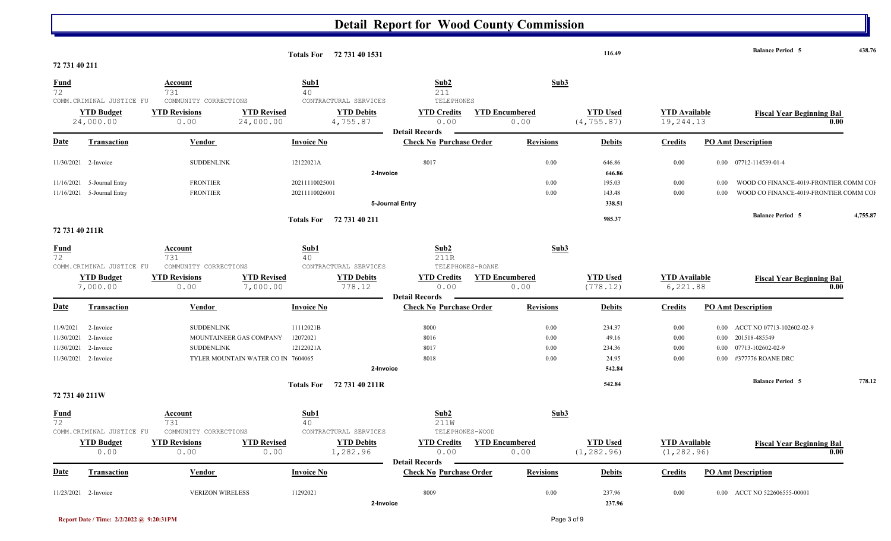# Detail Report for Wood County Commission

| | | | | |
|---|---|---|---|---|
| Totals For | 72 731 40 1531 | 116.49 | Balance Period 5 | 438.76 |

## 72 731 40 211

| Fund | Account | Sub1 | Sub2 | Sub3 |
|---|---|---|---|---|
| 72 | 731 | 40 | 211 | |
| COMM.CRIMINAL JUSTICE FU | COMMUNITY CORRECTIONS | CONTRACTURAL SERVICES | TELEPHONES | |

| YTD Budget | YTD Revisions | YTD Revised | YTD Debits | YTD Credits | YTD Encumbered | YTD Used | YTD Available | Fiscal Year Beginning Bal |
|---|---|---|---|---|---|---|---|---|
| 24,000.00 | 0.00 | 24,000.00 | 4,755.87 | 0.00 | 0.00 | (4,755.87) | 19,244.13 | 0.00 |

Detail Records

| Date | Transaction | Vendor | Invoice No | Check No | Purchase Order | Revisions | Debits | Credits | PO Amt | Description |
|---|---|---|---|---|---|---|---|---|---|---|
| 11/30/2021 | 2-Invoice | SUDDENLINK | 12122021A | 8017 | | 0.00 | 646.86 | 0.00 | 0.00 | 07712-114539-01-4 |
| | | | | 2-Invoice | | | 646.86 | | | |
| 11/16/2021 | 5-Journal Entry | FRONTIER | 20211110025001 | | | 0.00 | 195.03 | 0.00 | 0.00 | WOOD CO FINANCE-4019-FRONTIER COMM COI |
| 11/16/2021 | 5-Journal Entry | FRONTIER | 20211110026001 | | | 0.00 | 143.48 | 0.00 | 0.00 | WOOD CO FINANCE-4019-FRONTIER COMM COI |
| | | | | 5-Journal Entry | | | 338.51 | | | |

| | | | | |
|---|---|---|---|---|
| Totals For | 72 731 40 211 | 985.37 | Balance Period 5 | 4,755.87 |

## 72 731 40 211R

| Fund | Account | Sub1 | Sub2 | Sub3 |
|---|---|---|---|---|
| 72 | 731 | 40 | 211R | |
| COMM.CRIMINAL JUSTICE FU | COMMUNITY CORRECTIONS | CONTRACTURAL SERVICES | TELEPHONES-ROANE | |

| YTD Budget | YTD Revisions | YTD Revised | YTD Debits | YTD Credits | YTD Encumbered | YTD Used | YTD Available | Fiscal Year Beginning Bal |
|---|---|---|---|---|---|---|---|---|
| 7,000.00 | 0.00 | 7,000.00 | 778.12 | 0.00 | 0.00 | (778.12) | 6,221.88 | 0.00 |

Detail Records

| Date | Transaction | Vendor | Invoice No | Check No | Purchase Order | Revisions | Debits | Credits | PO Amt | Description |
|---|---|---|---|---|---|---|---|---|---|---|
| 11/9/2021 | 2-Invoice | SUDDENLINK | 11112021B | 8000 | | 0.00 | 234.37 | 0.00 | 0.00 | ACCT NO 07713-102602-02-9 |
| 11/30/2021 | 2-Invoice | MOUNTAINEER GAS COMPANY | 12072021 | 8016 | | 0.00 | 49.16 | 0.00 | 0.00 | 201518-485549 |
| 11/30/2021 | 2-Invoice | SUDDENLINK | 12122021A | 8017 | | 0.00 | 234.36 | 0.00 | 0.00 | 07713-102602-02-9 |
| 11/30/2021 | 2-Invoice | TYLER MOUNTAIN WATER CO IN | 7604065 | 8018 | | 0.00 | 24.95 | 0.00 | 0.00 | #377776 ROANE DRC |
| | | | | 2-Invoice | | | 542.84 | | | |

| | | | | |
|---|---|---|---|---|
| Totals For | 72 731 40 211R | 542.84 | Balance Period 5 | 778.12 |

## 72 731 40 211W

| Fund | Account | Sub1 | Sub2 | Sub3 |
|---|---|---|---|---|
| 72 | 731 | 40 | 211W | |
| COMM.CRIMINAL JUSTICE FU | COMMUNITY CORRECTIONS | CONTRACTURAL SERVICES | TELEPHONES-WOOD | |

| YTD Budget | YTD Revisions | YTD Revised | YTD Debits | YTD Credits | YTD Encumbered | YTD Used | YTD Available | Fiscal Year Beginning Bal |
|---|---|---|---|---|---|---|---|---|
| 0.00 | 0.00 | 0.00 | 1,282.96 | 0.00 | 0.00 | (1,282.96) | (1,282.96) | 0.00 |

Detail Records

| Date | Transaction | Vendor | Invoice No | Check No | Purchase Order | Revisions | Debits | Credits | PO Amt | Description |
|---|---|---|---|---|---|---|---|---|---|---|
| 11/23/2021 | 2-Invoice | VERIZON WIRELESS | 11292021 | 8009 | | 0.00 | 237.96 | 0.00 | 0.00 | ACCT NO 522606555-00001 |
| | | | | 2-Invoice | | | 237.96 | | | |

Report Date / Time: 2/2/2022 @ 9:20:31PM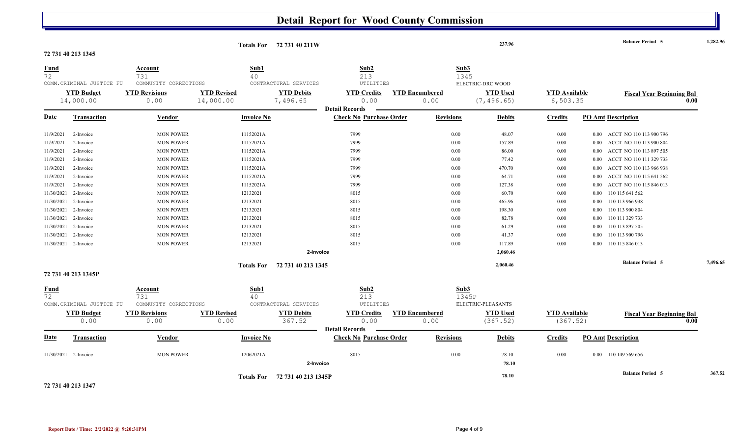# Detail Report for Wood County Commission

**Totals For 72 731 40 211W** — 237.96 — **Balance Period 5** — 1,282.96

**72 731 40 213 1345**

| Fund | Account | Sub1 | Sub2 | Sub3 |
|---|---|---|---|---|
| 72 | 731 | 40 | 213 | 1345 |
| COMM.CRIMINAL JUSTICE FU | COMMUNITY CORRECTIONS | CONTRACTURAL SERVICES | UTILITIES | ELECTRIC-DRC WOOD |

| YTD Budget | YTD Revisions | YTD Revised | YTD Debits | YTD Credits | YTD Encumbered | YTD Used | YTD Available | Fiscal Year Beginning Bal |
|---|---|---|---|---|---|---|---|---|
| 14,000.00 | 0.00 | 14,000.00 | 7,496.65 | 0.00 | 0.00 | (7,496.65) | 6,503.35 | 0.00 |

**Detail Records**

| Date | Transaction | Vendor | Invoice No | Check No | Purchase Order | Revisions | Debits | Credits | PO Amt | Description |
|---|---|---|---|---|---|---|---|---|---|---|
| 11/9/2021 | 2-Invoice | MON POWER | 11152021A | 7999 | | 0.00 | 48.07 | 0.00 | 0.00 | ACCT NO 110 113 900 796 |
| 11/9/2021 | 2-Invoice | MON POWER | 11152021A | 7999 | | 0.00 | 157.89 | 0.00 | 0.00 | ACCT NO 110 113 900 804 |
| 11/9/2021 | 2-Invoice | MON POWER | 11152021A | 7999 | | 0.00 | 86.00 | 0.00 | 0.00 | ACCT NO 110 113 897 505 |
| 11/9/2021 | 2-Invoice | MON POWER | 11152021A | 7999 | | 0.00 | 77.42 | 0.00 | 0.00 | ACCT NO 110 111 329 733 |
| 11/9/2021 | 2-Invoice | MON POWER | 11152021A | 7999 | | 0.00 | 470.70 | 0.00 | 0.00 | ACCT NO 110 113 966 938 |
| 11/9/2021 | 2-Invoice | MON POWER | 11152021A | 7999 | | 0.00 | 64.71 | 0.00 | 0.00 | ACCT NO 110 115 641 562 |
| 11/9/2021 | 2-Invoice | MON POWER | 11152021A | 7999 | | 0.00 | 127.38 | 0.00 | 0.00 | ACCT NO 110 115 846 013 |
| 11/30/2021 | 2-Invoice | MON POWER | 12132021 | 8015 | | 0.00 | 60.70 | 0.00 | 0.00 | 110 115 641 562 |
| 11/30/2021 | 2-Invoice | MON POWER | 12132021 | 8015 | | 0.00 | 465.96 | 0.00 | 0.00 | 110 113 966 938 |
| 11/30/2021 | 2-Invoice | MON POWER | 12132021 | 8015 | | 0.00 | 198.30 | 0.00 | 0.00 | 110 113 900 804 |
| 11/30/2021 | 2-Invoice | MON POWER | 12132021 | 8015 | | 0.00 | 82.78 | 0.00 | 0.00 | 110 111 329 733 |
| 11/30/2021 | 2-Invoice | MON POWER | 12132021 | 8015 | | 0.00 | 61.29 | 0.00 | 0.00 | 110 113 897 505 |
| 11/30/2021 | 2-Invoice | MON POWER | 12132021 | 8015 | | 0.00 | 41.37 | 0.00 | 0.00 | 110 113 900 796 |
| 11/30/2021 | 2-Invoice | MON POWER | 12132021 | 8015 | | 0.00 | 117.89 | 0.00 | 0.00 | 110 115 846 013 |
| | | | 2-Invoice | | | | 2,060.46 | | | |

**Totals For 72 731 40 213 1345** — 2,060.46 — **Balance Period 5** — 7,496.65

**72 731 40 213 1345P**

| Fund | Account | Sub1 | Sub2 | Sub3 |
|---|---|---|---|---|
| 72 | 731 | 40 | 213 | 1345P |
| COMM.CRIMINAL JUSTICE FU | COMMUNITY CORRECTIONS | CONTRACTURAL SERVICES | UTILITIES | ELECTRIC-PLEASANTS |

| YTD Budget | YTD Revisions | YTD Revised | YTD Debits | YTD Credits | YTD Encumbered | YTD Used | YTD Available | Fiscal Year Beginning Bal |
|---|---|---|---|---|---|---|---|---|
| 0.00 | 0.00 | 0.00 | 367.52 | 0.00 | 0.00 | (367.52) | (367.52) | 0.00 |

**Detail Records**

| Date | Transaction | Vendor | Invoice No | Check No | Purchase Order | Revisions | Debits | Credits | PO Amt | Description |
|---|---|---|---|---|---|---|---|---|---|---|
| 11/30/2021 | 2-Invoice | MON POWER | 12062021A | 8015 | | 0.00 | 78.10 | 0.00 | 0.00 | 110 149 569 656 |
| | | | 2-Invoice | | | | 78.10 | | | |

**Totals For 72 731 40 213 1345P** — 78.10 — **Balance Period 5** — 367.52

**72 731 40 213 1347**

Report Date / Time: 2/2/2022 @ 9:20:31PM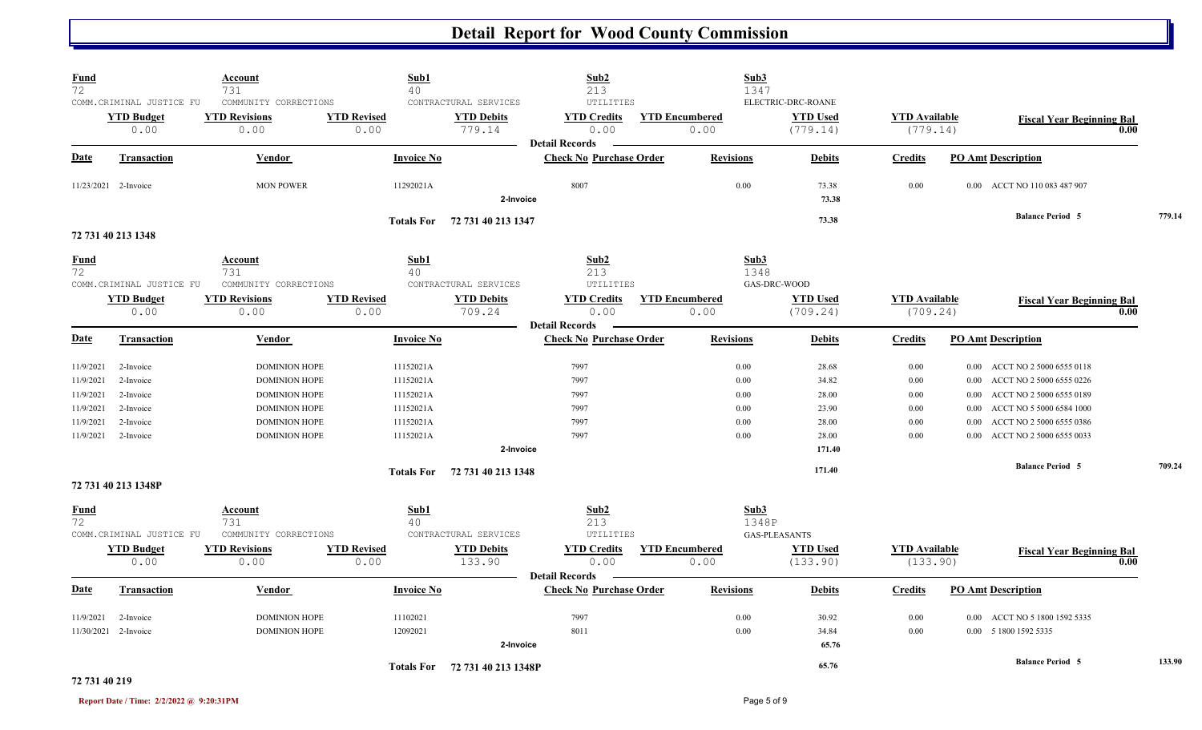# Detail Report for Wood County Commission

| Fund | Account | Sub1 | Sub2 | Sub3 |
|---|---|---|---|---|
| 72 | 731 | 40 | 213 | 1347 |
| COMM.CRIMINAL JUSTICE FU | COMMUNITY CORRECTIONS | CONTRACTURAL SERVICES | UTILITIES | ELECTRIC-DRC-ROANE |

| YTD Budget | YTD Revisions | YTD Revised | YTD Debits | YTD Credits | YTD Encumbered | YTD Used | YTD Available | Fiscal Year Beginning Bal |
|---|---|---|---|---|---|---|---|---|
| 0.00 | 0.00 | 0.00 | 779.14 | 0.00 | 0.00 | (779.14) | (779.14) | 0.00 |

**Detail Records**

| Date | Transaction | Vendor | Invoice No | Check No | Purchase Order | Revisions | Debits | Credits | PO Amt | Description |
|---|---|---|---|---|---|---|---|---|---|---|
| 11/23/2021 | 2-Invoice | MON POWER | 11292021A | 8007 | | 0.00 | 73.38 | 0.00 | 0.00 | ACCT NO 110 083 487 907 |
| | | | 2-Invoice | | | | 73.38 | | | |
| | | | Totals For 72 731 40 213 1347 | | | | 73.38 | | | Balance Period 5 779.14 |

## 72 731 40 213 1348

| Fund | Account | Sub1 | Sub2 | Sub3 |
|---|---|---|---|---|
| 72 | 731 | 40 | 213 | 1348 |
| COMM.CRIMINAL JUSTICE FU | COMMUNITY CORRECTIONS | CONTRACTURAL SERVICES | UTILITIES | GAS-DRC-WOOD |

| YTD Budget | YTD Revisions | YTD Revised | YTD Debits | YTD Credits | YTD Encumbered | YTD Used | YTD Available | Fiscal Year Beginning Bal |
|---|---|---|---|---|---|---|---|---|
| 0.00 | 0.00 | 0.00 | 709.24 | 0.00 | 0.00 | (709.24) | (709.24) | 0.00 |

**Detail Records**

| Date | Transaction | Vendor | Invoice No | Check No | Purchase Order | Revisions | Debits | Credits | PO Amt | Description |
|---|---|---|---|---|---|---|---|---|---|---|
| 11/9/2021 | 2-Invoice | DOMINION HOPE | 11152021A | 7997 | | 0.00 | 28.68 | 0.00 | 0.00 | ACCT NO 2 5000 6555 0118 |
| 11/9/2021 | 2-Invoice | DOMINION HOPE | 11152021A | 7997 | | 0.00 | 34.82 | 0.00 | 0.00 | ACCT NO 2 5000 6555 0226 |
| 11/9/2021 | 2-Invoice | DOMINION HOPE | 11152021A | 7997 | | 0.00 | 28.00 | 0.00 | 0.00 | ACCT NO 2 5000 6555 0189 |
| 11/9/2021 | 2-Invoice | DOMINION HOPE | 11152021A | 7997 | | 0.00 | 23.90 | 0.00 | 0.00 | ACCT NO 5 5000 6584 1000 |
| 11/9/2021 | 2-Invoice | DOMINION HOPE | 11152021A | 7997 | | 0.00 | 28.00 | 0.00 | 0.00 | ACCT NO 2 5000 6555 0386 |
| 11/9/2021 | 2-Invoice | DOMINION HOPE | 11152021A | 7997 | | 0.00 | 28.00 | 0.00 | 0.00 | ACCT NO 2 5000 6555 0033 |
| | | | 2-Invoice | | | | 171.40 | | | |
| | | | Totals For 72 731 40 213 1348 | | | | 171.40 | | | Balance Period 5 709.24 |

## 72 731 40 213 1348P

| Fund | Account | Sub1 | Sub2 | Sub3 |
|---|---|---|---|---|
| 72 | 731 | 40 | 213 | 1348P |
| COMM.CRIMINAL JUSTICE FU | COMMUNITY CORRECTIONS | CONTRACTURAL SERVICES | UTILITIES | GAS-PLEASANTS |

| YTD Budget | YTD Revisions | YTD Revised | YTD Debits | YTD Credits | YTD Encumbered | YTD Used | YTD Available | Fiscal Year Beginning Bal |
|---|---|---|---|---|---|---|---|---|
| 0.00 | 0.00 | 0.00 | 133.90 | 0.00 | 0.00 | (133.90) | (133.90) | 0.00 |

**Detail Records**

| Date | Transaction | Vendor | Invoice No | Check No | Purchase Order | Revisions | Debits | Credits | PO Amt | Description |
|---|---|---|---|---|---|---|---|---|---|---|
| 11/9/2021 | 2-Invoice | DOMINION HOPE | 11102021 | 7997 | | 0.00 | 30.92 | 0.00 | 0.00 | ACCT NO 5 1800 1592 5335 |
| 11/30/2021 | 2-Invoice | DOMINION HOPE | 12092021 | 8011 | | 0.00 | 34.84 | 0.00 | 0.00 | 5 1800 1592 5335 |
| | | | 2-Invoice | | | | 65.76 | | | |
| | | | Totals For 72 731 40 213 1348P | | | | 65.76 | | | Balance Period 5 133.90 |

## 72 731 40 219

Report Date / Time: 2/2/2022 @ 9:20:31PM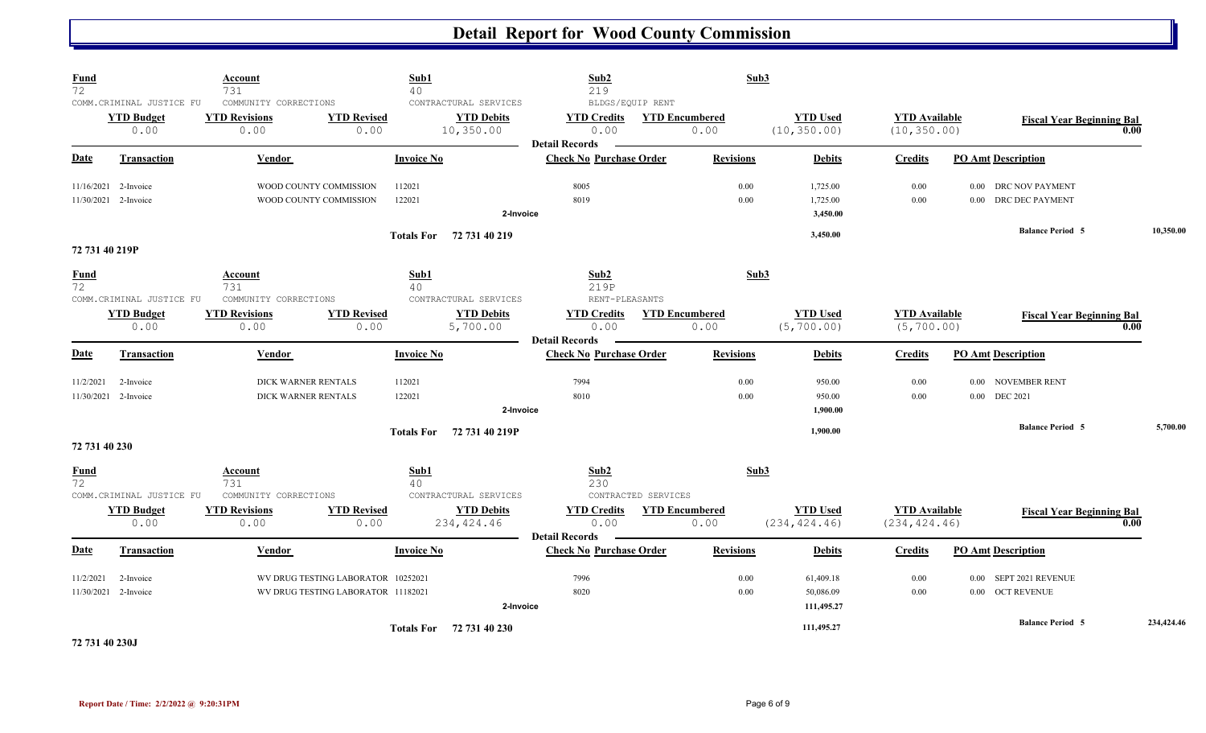# Detail Report for Wood County Commission

| Fund | Account | Sub1 | Sub2 | Sub3 |
|---|---|---|---|---|
| 72 | 731 | 40 | 219 | |
| COMM.CRIMINAL JUSTICE FU | COMMUNITY CORRECTIONS | CONTRACTUAL SERVICES | BLDGS/EQUIP RENT | |

| YTD Budget | YTD Revisions | YTD Revised | YTD Debits | YTD Credits | YTD Encumbered | YTD Used | YTD Available | Fiscal Year Beginning Bal |
|---|---|---|---|---|---|---|---|---|
| 0.00 | 0.00 | 0.00 | 10,350.00 | 0.00 | 0.00 | (10,350.00) | (10,350.00) | 0.00 |

**Detail Records**

| Date | Transaction | Vendor | Invoice No | Check No | Purchase Order | Revisions | Debits | Credits | PO Amt | Description |
|---|---|---|---|---|---|---|---|---|---|---|
| 11/16/2021 | 2-Invoice | WOOD COUNTY COMMISSION | 112021 | 8005 | | 0.00 | 1,725.00 | 0.00 | 0.00 | DRC NOV PAYMENT |
| 11/30/2021 | 2-Invoice | WOOD COUNTY COMMISSION | 122021 | 8019 | | 0.00 | 1,725.00 | 0.00 | 0.00 | DRC DEC PAYMENT |
| | | | 2-Invoice | | | | 3,450.00 | | | |
| | | | Totals For 72 731 40 219 | | | | 3,450.00 | | | Balance Period 5 10,350.00 |

## 72 731 40 219P

| Fund | Account | Sub1 | Sub2 | Sub3 |
|---|---|---|---|---|
| 72 | 731 | 40 | 219P | |
| COMM.CRIMINAL JUSTICE FU | COMMUNITY CORRECTIONS | CONTRACTUAL SERVICES | RENT-PLEASANTS | |

| YTD Budget | YTD Revisions | YTD Revised | YTD Debits | YTD Credits | YTD Encumbered | YTD Used | YTD Available | Fiscal Year Beginning Bal |
|---|---|---|---|---|---|---|---|---|
| 0.00 | 0.00 | 0.00 | 5,700.00 | 0.00 | 0.00 | (5,700.00) | (5,700.00) | 0.00 |

**Detail Records**

| Date | Transaction | Vendor | Invoice No | Check No | Purchase Order | Revisions | Debits | Credits | PO Amt | Description |
|---|---|---|---|---|---|---|---|---|---|---|
| 11/2/2021 | 2-Invoice | DICK WARNER RENTALS | 112021 | 7994 | | 0.00 | 950.00 | 0.00 | 0.00 | NOVEMBER RENT |
| 11/30/2021 | 2-Invoice | DICK WARNER RENTALS | 122021 | 8010 | | 0.00 | 950.00 | 0.00 | 0.00 | DEC 2021 |
| | | | 2-Invoice | | | | 1,900.00 | | | |
| | | | Totals For 72 731 40 219P | | | | 1,900.00 | | | Balance Period 5 5,700.00 |

## 72 731 40 230

| Fund | Account | Sub1 | Sub2 | Sub3 |
|---|---|---|---|---|
| 72 | 731 | 40 | 230 | |
| COMM.CRIMINAL JUSTICE FU | COMMUNITY CORRECTIONS | CONTRACTUAL SERVICES | CONTRACTED SERVICES | |

| YTD Budget | YTD Revisions | YTD Revised | YTD Debits | YTD Credits | YTD Encumbered | YTD Used | YTD Available | Fiscal Year Beginning Bal |
|---|---|---|---|---|---|---|---|---|
| 0.00 | 0.00 | 0.00 | 234,424.46 | 0.00 | 0.00 | (234,424.46) | (234,424.46) | 0.00 |

**Detail Records**

| Date | Transaction | Vendor | Invoice No | Check No | Purchase Order | Revisions | Debits | Credits | PO Amt | Description |
|---|---|---|---|---|---|---|---|---|---|---|
| 11/2/2021 | 2-Invoice | WV DRUG TESTING LABORATOR | 10252021 | 7996 | | 0.00 | 61,409.18 | 0.00 | 0.00 | SEPT 2021 REVENUE |
| 11/30/2021 | 2-Invoice | WV DRUG TESTING LABORATOR | 11182021 | 8020 | | 0.00 | 50,086.09 | 0.00 | 0.00 | OCT REVENUE |
| | | | 2-Invoice | | | | 111,495.27 | | | |
| | | | Totals For 72 731 40 230 | | | | 111,495.27 | | | Balance Period 5 234,424.46 |

## 72 731 40 230J

Report Date / Time: 2/2/2022 @ 9:20:31PM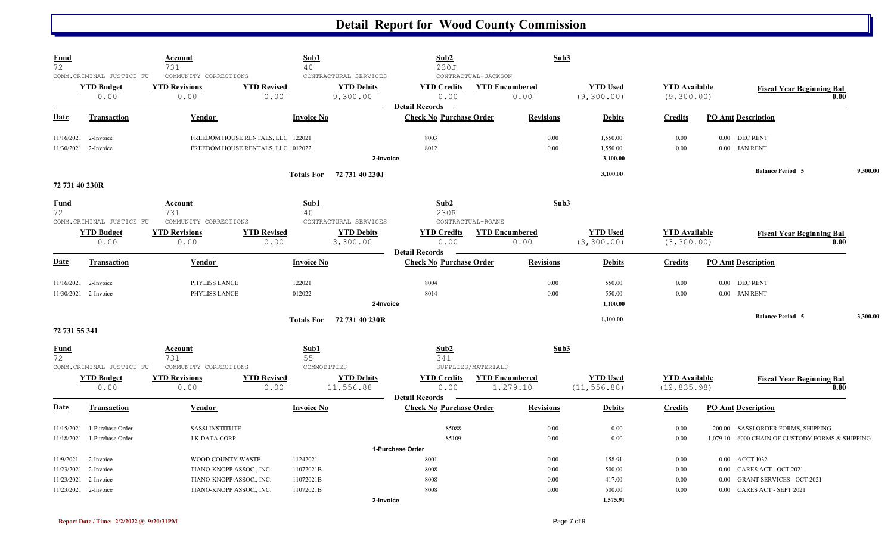# Detail Report for Wood County Commission

| Fund | Account | Sub1 | Sub2 | Sub3 |
|---|---|---|---|---|
| 72 | 731 | 40 | 230J | |
| COMM.CRIMINAL JUSTICE FU | COMMUNITY CORRECTIONS | CONTRACTUAL SERVICES | CONTRACTUAL-JACKSON | |

| YTD Budget | YTD Revisions | YTD Revised | YTD Debits | YTD Credits | YTD Encumbered | YTD Used | YTD Available | Fiscal Year Beginning Bal |
|---|---|---|---|---|---|---|---|---|
| 0.00 | 0.00 | 0.00 | 9,300.00 | 0.00 | 0.00 | (9,300.00) | (9,300.00) | 0.00 |

**Detail Records**

| Date | Transaction | Vendor | Invoice No | Check No | Purchase Order | Revisions | Debits | Credits | PO Amt | Description |
|---|---|---|---|---|---|---|---|---|---|---|
| 11/16/2021 | 2-Invoice | FREEDOM HOUSE RENTALS, LLC | 122021 | 8003 | | 0.00 | 1,550.00 | 0.00 | 0.00 | DEC RENT |
| 11/30/2021 | 2-Invoice | FREEDOM HOUSE RENTALS, LLC | 012022 | 8012 | | 0.00 | 1,550.00 | 0.00 | 0.00 | JAN RENT |
| | | | | 2-Invoice | | | 3,100.00 | | | |
| | | Totals For 72 731 40 230J | | | | | 3,100.00 | | | Balance Period 5 9,300.00 |

## 72 731 40 230R

| Fund | Account | Sub1 | Sub2 | Sub3 |
|---|---|---|---|---|
| 72 | 731 | 40 | 230R | |
| COMM.CRIMINAL JUSTICE FU | COMMUNITY CORRECTIONS | CONTRACTUAL SERVICES | CONTRACTUAL-ROANE | |

| YTD Budget | YTD Revisions | YTD Revised | YTD Debits | YTD Credits | YTD Encumbered | YTD Used | YTD Available | Fiscal Year Beginning Bal |
|---|---|---|---|---|---|---|---|---|
| 0.00 | 0.00 | 0.00 | 3,300.00 | 0.00 | 0.00 | (3,300.00) | (3,300.00) | 0.00 |

**Detail Records**

| Date | Transaction | Vendor | Invoice No | Check No | Purchase Order | Revisions | Debits | Credits | PO Amt | Description |
|---|---|---|---|---|---|---|---|---|---|---|
| 11/16/2021 | 2-Invoice | PHYLISS LANCE | 122021 | 8004 | | 0.00 | 550.00 | 0.00 | 0.00 | DEC RENT |
| 11/30/2021 | 2-Invoice | PHYLISS LANCE | 012022 | 8014 | | 0.00 | 550.00 | 0.00 | 0.00 | JAN RENT |
| | | | | 2-Invoice | | | 1,100.00 | | | |
| | | Totals For 72 731 40 230R | | | | | 1,100.00 | | | Balance Period 5 3,300.00 |

## 72 731 55 341

| Fund | Account | Sub1 | Sub2 | Sub3 |
|---|---|---|---|---|
| 72 | 731 | 55 | 341 | |
| COMM.CRIMINAL JUSTICE FU | COMMUNITY CORRECTIONS | COMMODITIES | SUPPLIES/MATERIALS | |

| YTD Budget | YTD Revisions | YTD Revised | YTD Debits | YTD Credits | YTD Encumbered | YTD Used | YTD Available | Fiscal Year Beginning Bal |
|---|---|---|---|---|---|---|---|---|
| 0.00 | 0.00 | 0.00 | 11,556.88 | 0.00 | 1,279.10 | (11,556.88) | (12,835.98) | 0.00 |

**Detail Records**

| Date | Transaction | Vendor | Invoice No | Check No | Purchase Order | Revisions | Debits | Credits | PO Amt | Description |
|---|---|---|---|---|---|---|---|---|---|---|
| 11/15/2021 | 1-Purchase Order | SASSI INSTITUTE | | | 85088 | 0.00 | 0.00 | 0.00 | 200.00 | SASSI ORDER FORMS, SHIPPING |
| 11/18/2021 | 1-Purchase Order | J K DATA CORP | | | 85109 | 0.00 | 0.00 | 0.00 | 1,079.10 | 6000 CHAIN OF CUSTODY FORMS & SHIPPING |
| | | | | 1-Purchase Order | | | | | | |
| 11/9/2021 | 2-Invoice | WOOD COUNTY WASTE | 11242021 | 8001 | | 0.00 | 158.91 | 0.00 | 0.00 | ACCT J032 |
| 11/23/2021 | 2-Invoice | TIANO-KNOPP ASSOC., INC. | 11072021B | 8008 | | 0.00 | 500.00 | 0.00 | 0.00 | CARES ACT - OCT 2021 |
| 11/23/2021 | 2-Invoice | TIANO-KNOPP ASSOC., INC. | 11072021B | 8008 | | 0.00 | 417.00 | 0.00 | 0.00 | GRANT SERVICES - OCT 2021 |
| 11/23/2021 | 2-Invoice | TIANO-KNOPP ASSOC., INC. | 11072021B | 8008 | | 0.00 | 500.00 | 0.00 | 0.00 | CARES ACT - SEPT 2021 |
| | | | | 2-Invoice | | | 1,575.91 | | | |

Report Date / Time: 2/2/2022 @ 9:20:31PM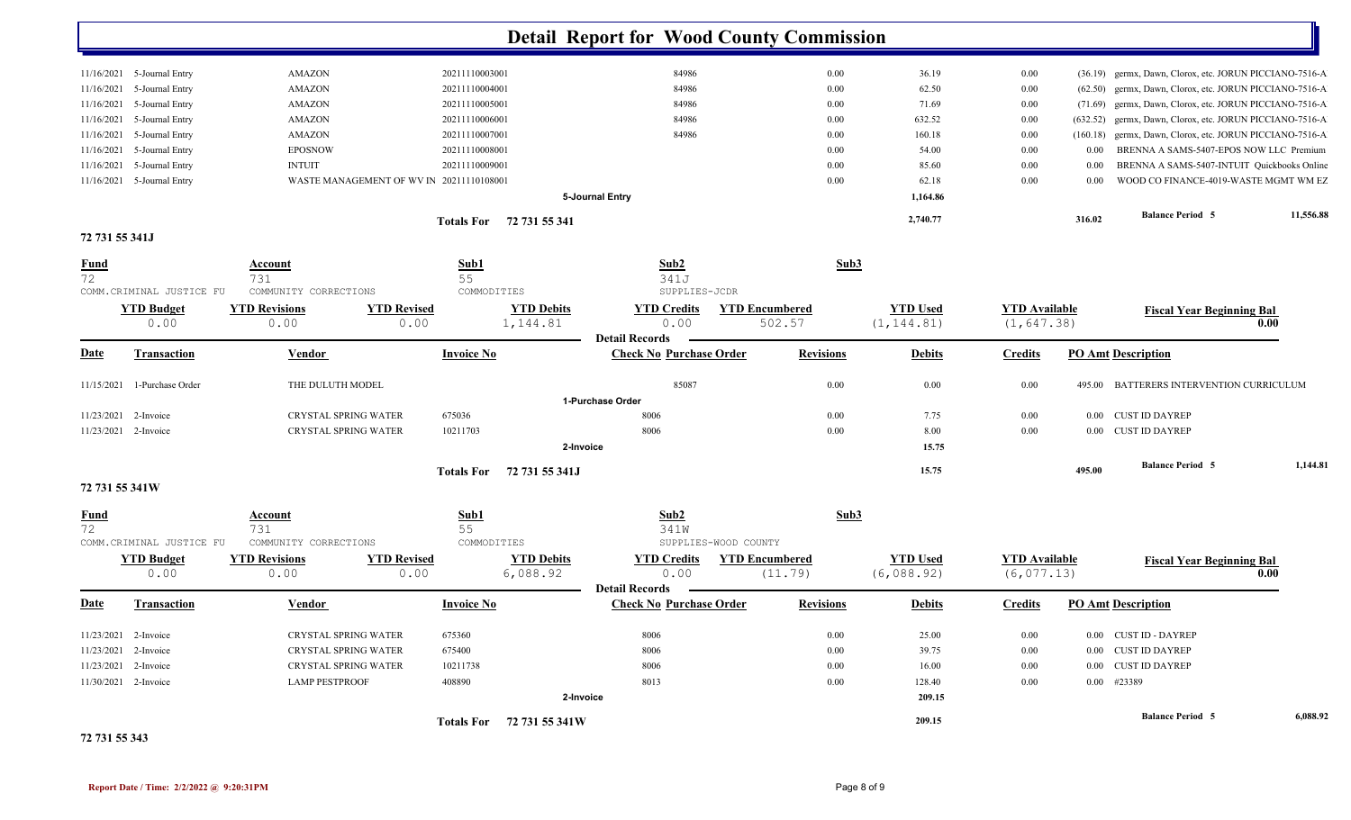# Detail Report for Wood County Commission

| Date | Transaction | Vendor | Invoice No | Check No | Purchase Order | Revisions | Debits | Credits | PO Amt | Description |
|---|---|---|---|---|---|---|---|---|---|---|
| 11/16/2021 | 5-Journal Entry | AMAZON | 20211110003001 | | 84986 | 0.00 | 36.19 | 0.00 | (36.19) | germx, Dawn, Clorox, etc. JORUN PICCIANO-7516-A |
| 11/16/2021 | 5-Journal Entry | AMAZON | 20211110004001 | | 84986 | 0.00 | 62.50 | 0.00 | (62.50) | germx, Dawn, Clorox, etc. JORUN PICCIANO-7516-A |
| 11/16/2021 | 5-Journal Entry | AMAZON | 20211110005001 | | 84986 | 0.00 | 71.69 | 0.00 | (71.69) | germx, Dawn, Clorox, etc. JORUN PICCIANO-7516-A |
| 11/16/2021 | 5-Journal Entry | AMAZON | 20211110006001 | | 84986 | 0.00 | 632.52 | 0.00 | (632.52) | germx, Dawn, Clorox, etc. JORUN PICCIANO-7516-A |
| 11/16/2021 | 5-Journal Entry | AMAZON | 20211110007001 | | 84986 | 0.00 | 160.18 | 0.00 | (160.18) | germx, Dawn, Clorox, etc. JORUN PICCIANO-7516-A |
| 11/16/2021 | 5-Journal Entry | EPOSNOW | 20211110008001 | | | 0.00 | 54.00 | 0.00 | 0.00 | BRENNA A SAMS-5407-EPOS NOW LLC Premium |
| 11/16/2021 | 5-Journal Entry | INTUIT | 20211110009001 | | | 0.00 | 85.60 | 0.00 | 0.00 | BRENNA A SAMS-5407-INTUIT Quickbooks Online |
| 11/16/2021 | 5-Journal Entry | WASTE MANAGEMENT OF WV IN | 20211110108001 | | | 0.00 | 62.18 | 0.00 | 0.00 | WOOD CO FINANCE-4019-WASTE MGMT WM EZ |
| | | | | 5-Journal Entry | | | 1,164.86 | | | |
| | | | Totals For 72 731 55 341 | | | | 2,740.77 | | 316.02 | Balance Period 5 — 11,556.88 |

## 72 731 55 341J

| Fund | Account | Sub1 | Sub2 | Sub3 |
|---|---|---|---|---|
| 72 | 731 | 55 | 341J | |
| COMM.CRIMINAL JUSTICE FU | COMMUNITY CORRECTIONS | COMMODITIES | SUPPLIES-JCDR | |

| YTD Budget | YTD Revisions | YTD Revised | YTD Debits | YTD Credits | YTD Encumbered | YTD Used | YTD Available | Fiscal Year Beginning Bal |
|---|---|---|---|---|---|---|---|---|
| 0.00 | 0.00 | 0.00 | 1,144.81 | 0.00 | 502.57 | (1,144.81) | (1,647.38) | 0.00 |

**Detail Records**

| Date | Transaction | Vendor | Invoice No | Check No | Purchase Order | Revisions | Debits | Credits | PO Amt | Description |
|---|---|---|---|---|---|---|---|---|---|---|
| 11/15/2021 | 1-Purchase Order | THE DULUTH MODEL | | | 85087 | 0.00 | 0.00 | 0.00 | 495.00 | BATTERERS INTERVENTION CURRICULUM |
| | | | | 1-Purchase Order | | | | | | |
| 11/23/2021 | 2-Invoice | CRYSTAL SPRING WATER | 675036 | 8006 | | 0.00 | 7.75 | 0.00 | 0.00 | CUST ID DAYREP |
| 11/23/2021 | 2-Invoice | CRYSTAL SPRING WATER | 10211703 | 8006 | | 0.00 | 8.00 | 0.00 | 0.00 | CUST ID DAYREP |
| | | | | 2-Invoice | | | 15.75 | | | |
| | | | Totals For 72 731 55 341J | | | | 15.75 | | 495.00 | Balance Period 5 — 1,144.81 |

## 72 731 55 341W

| Fund | Account | Sub1 | Sub2 | Sub3 |
|---|---|---|---|---|
| 72 | 731 | 55 | 341W | |
| COMM.CRIMINAL JUSTICE FU | COMMUNITY CORRECTIONS | COMMODITIES | SUPPLIES-WOOD COUNTY | |

| YTD Budget | YTD Revisions | YTD Revised | YTD Debits | YTD Credits | YTD Encumbered | YTD Used | YTD Available | Fiscal Year Beginning Bal |
|---|---|---|---|---|---|---|---|---|
| 0.00 | 0.00 | 0.00 | 6,088.92 | 0.00 | (11.79) | (6,088.92) | (6,077.13) | 0.00 |

**Detail Records**

| Date | Transaction | Vendor | Invoice No | Check No | Purchase Order | Revisions | Debits | Credits | PO Amt | Description |
|---|---|---|---|---|---|---|---|---|---|---|
| 11/23/2021 | 2-Invoice | CRYSTAL SPRING WATER | 675360 | 8006 | | 0.00 | 25.00 | 0.00 | 0.00 | CUST ID - DAYREP |
| 11/23/2021 | 2-Invoice | CRYSTAL SPRING WATER | 675400 | 8006 | | 0.00 | 39.75 | 0.00 | 0.00 | CUST ID DAYREP |
| 11/23/2021 | 2-Invoice | CRYSTAL SPRING WATER | 10211738 | 8006 | | 0.00 | 16.00 | 0.00 | 0.00 | CUST ID DAYREP |
| 11/30/2021 | 2-Invoice | LAMP PESTPROOF | 408890 | 8013 | | 0.00 | 128.40 | 0.00 | 0.00 | #23389 |
| | | | | 2-Invoice | | | 209.15 | | | |
| | | | Totals For 72 731 55 341W | | | | 209.15 | | | Balance Period 5 — 6,088.92 |

## 72 731 55 343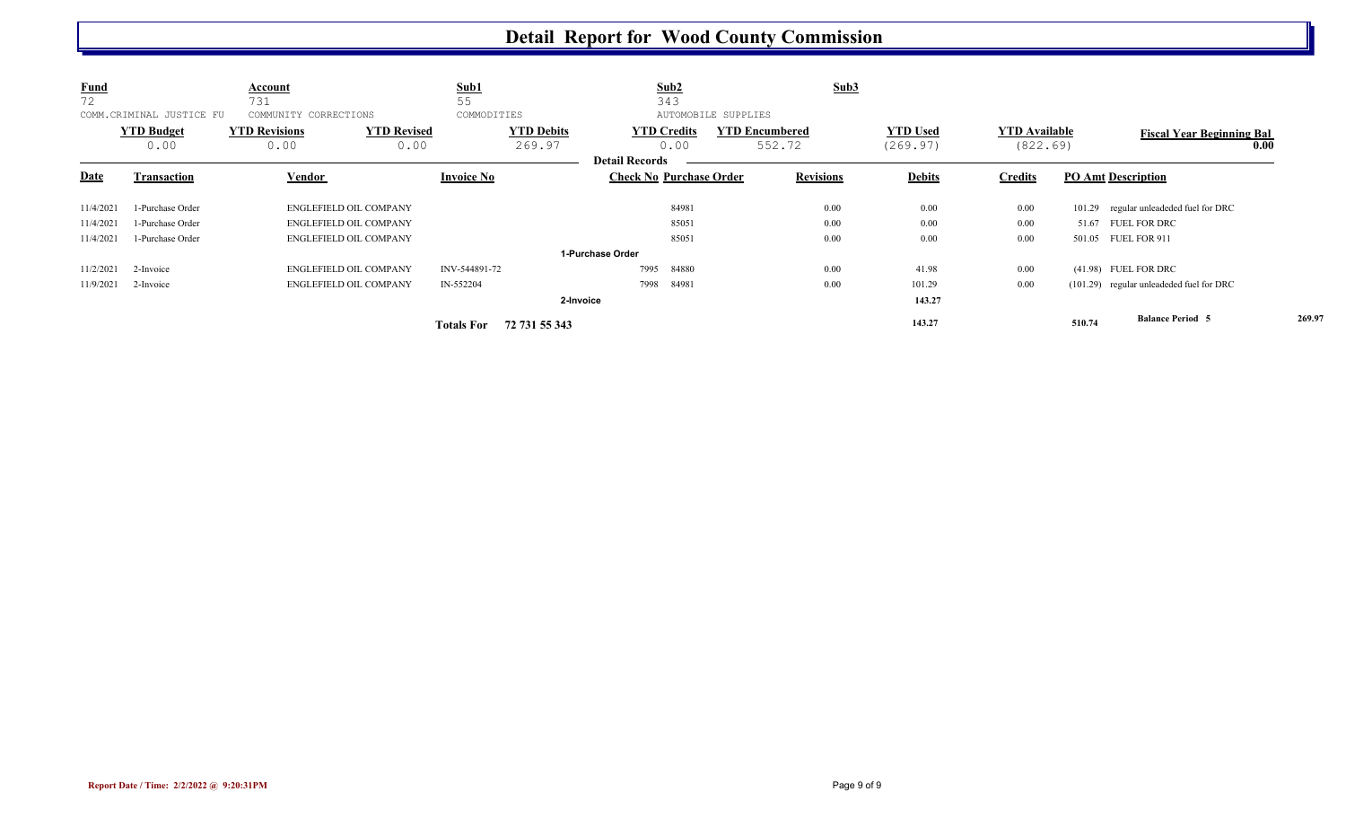# Detail Report for Wood County Commission

| Fund | Account | Sub1 | Sub2 | Sub3 |
|---|---|---|---|---|
| 72 | 731 | 55 | 343 | |
| COMM.CRIMINAL JUSTICE FU | COMMUNITY CORRECTIONS | COMMODITIES | AUTOMOBILE SUPPLIES | |

| YTD Budget | YTD Revisions | YTD Revised | YTD Debits | YTD Credits | YTD Encumbered | YTD Used | YTD Available | Fiscal Year Beginning Bal |
|---|---|---|---|---|---|---|---|---|
| 0.00 | 0.00 | 0.00 | 269.97 | 0.00 | 552.72 | (269.97) | (822.69) | 0.00 |

**Detail Records**

| Date | Transaction | Vendor | Invoice No | Check No | Purchase Order | Revisions | Debits | Credits | PO Amt | Description |
|---|---|---|---|---|---|---|---|---|---|---|
| 11/4/2021 | 1-Purchase Order | ENGLEFIELD OIL COMPANY | | | 84981 | 0.00 | 0.00 | 0.00 | 101.29 | regular unleadeded fuel for DRC |
| 11/4/2021 | 1-Purchase Order | ENGLEFIELD OIL COMPANY | | | 85051 | 0.00 | 0.00 | 0.00 | 51.67 | FUEL FOR DRC |
| 11/4/2021 | 1-Purchase Order | ENGLEFIELD OIL COMPANY | | | 85051 | 0.00 | 0.00 | 0.00 | 501.05 | FUEL FOR 911 |
| | | | | 1-Purchase Order | | | | | | |
| 11/2/2021 | 2-Invoice | ENGLEFIELD OIL COMPANY | INV-544891-72 | 7995 | 84880 | 0.00 | 41.98 | 0.00 | (41.98) | FUEL FOR DRC |
| 11/9/2021 | 2-Invoice | ENGLEFIELD OIL COMPANY | IN-552204 | 7998 | 84981 | 0.00 | 101.29 | 0.00 | (101.29) | regular unleadeded fuel for DRC |
| | | | | 2-Invoice | | | 143.27 | | | |
| | | | Totals For 72 731 55 343 | | | | 143.27 | | 510.74 | Balance Period 5 269.97 |

Report Date / Time: 2/2/2022 @ 9:20:31PM